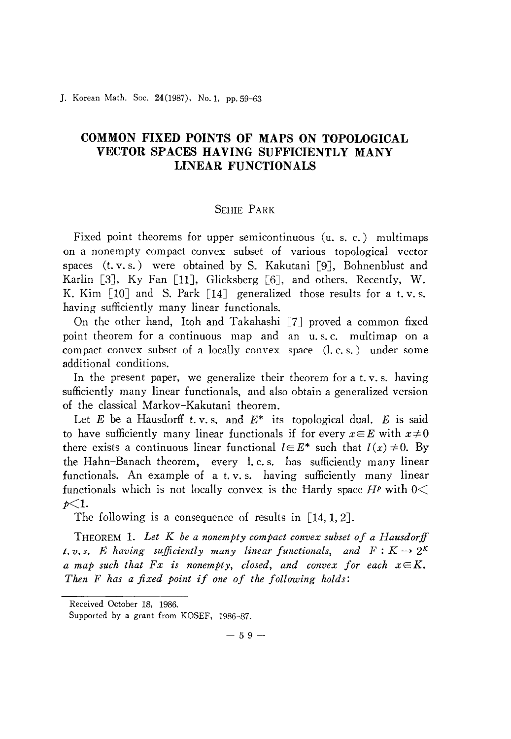# COMMON FIXED POINTS OF MAPS ON TOPOLOGICAL VECTOR SPACES HAVING SUFFICIENTLY MANY LINEAR FUNCTIONALS

SEHIE PARK

Fixed point theorems for upper semicontinuous (u. s. c.) multimaps on a nonempty compact convex subset of various topological vector spaces (t. v. s.) were obtained by S. Kakutani [9], Bohnenblust and Karlin [3], Ky Fan [11], Glicksberg [6], and others. Recently, W. K. Kim [10] and S. Park [14] generalized those results for a t. v. s. having sufficiently many linear functionals.

On the other hand, Itoh and Takahashi [7] proved a common fixed point theorem for a continuous map and an u. s. c. multimap on a compact convex subset of a locally convex space (l. c. s.) under some additional conditions.

In the present paper, we generalize their theorem for a t. v. s. having sufficiently many linear functionals, and also obtain a generalized version of the classical Markov-Kakutani theorem.

Let $E$ be a Hausdorff t. v. s. and $E^*$ its topological dual. $E$ is said to have sufficiently many linear functionals if for every $x \in E$ with $x \neq 0$ there exists a continuous linear functional $l \in E^*$ such that $l(x) \neq 0$. By the Hahn-Banach theorem, every l. c. s. has sufficiently many linear functionals. An example of a t. v. s. having sufficiently many linear functionals which is not locally convex is the Hardy space $H^p$ with $0 < p < 1$.

The following is a consequence of results in [14, 1, 2].

THEOREM 1. *Let $K$ be a nonempty compact convex subset of a Hausdorff t. v. s. $E$ having sufficiently many linear functionals, and $F : K \to 2^K$ a map such that $Fx$ is nonempty, closed, and convex for each $x \in K$. Then $F$ has a fixed point if one of the following holds:*

---

Received October 18, 1986.

Supported by a grant from KOSEF, 1986-87.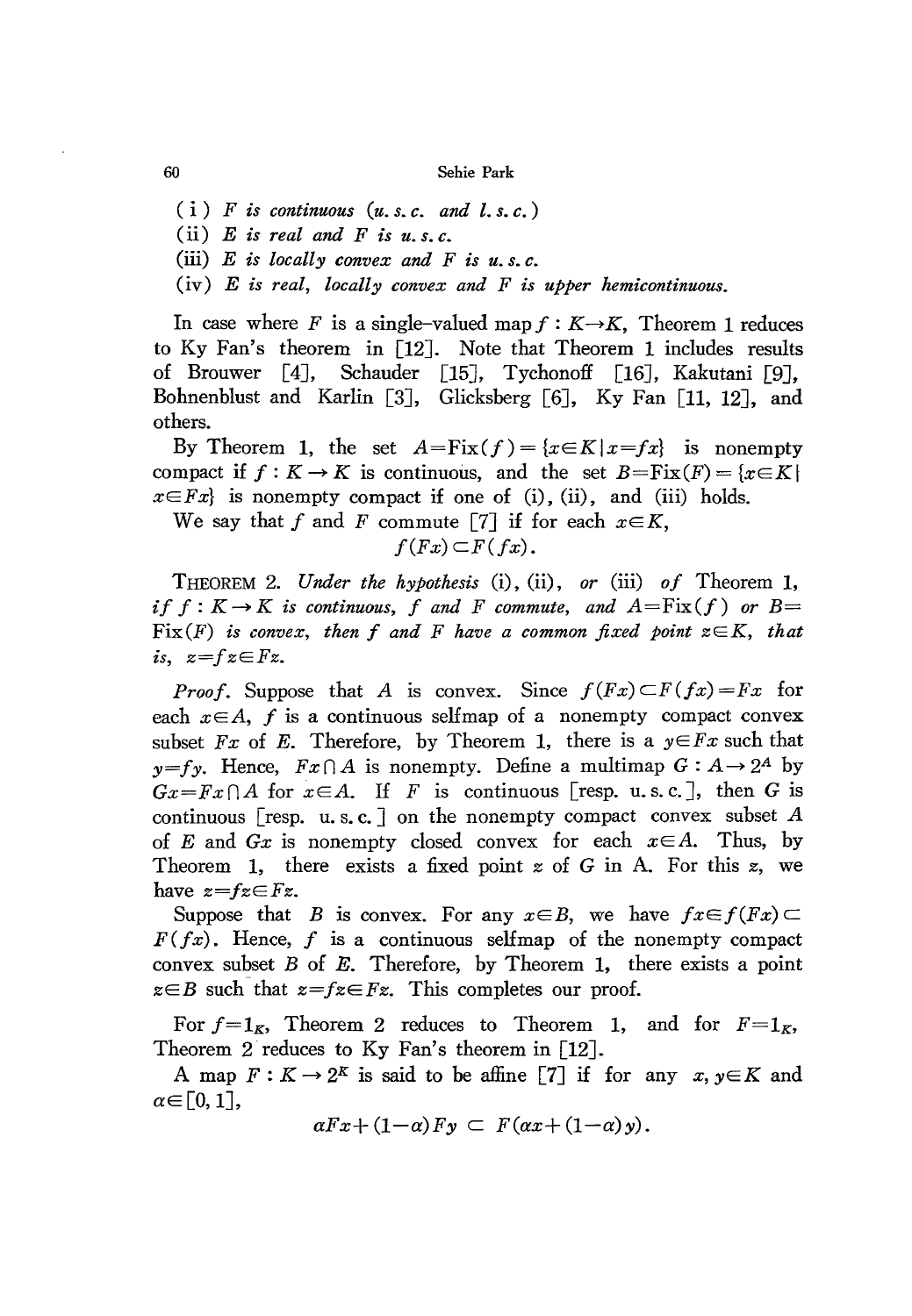(i) *$F$ is continuous (u. s. c. and l. s. c.)*

(ii) *$E$ is real and $F$ is u. s. c.*

(iii) *$E$ is locally convex and $F$ is u. s. c.*

(iv) *$E$ is real, locally convex and $F$ is upper hemicontinuous.*

In case where $F$ is a single-valued map $f : K \to K$, Theorem 1 reduces to Ky Fan's theorem in [12]. Note that Theorem 1 includes results of Brouwer [4], Schauder [15], Tychonoff [16], Kakutani [9], Bohnenblust and Karlin [3], Glicksberg [6], Ky Fan [11, 12], and others.

By Theorem 1, the set $A = \mathrm{Fix}(f) = \{x \in K \mid x = fx\}$ is nonempty compact if $f : K \to K$ is continuous, and the set $B = \mathrm{Fix}(F) = \{x \in K \mid x \in Fx\}$ is nonempty compact if one of (i), (ii), and (iii) holds.

We say that $f$ and $F$ commute [7] if for each $x \in K$,

$$f(Fx) \subset F(fx).$$

THEOREM 2. *Under the hypothesis* (i), (ii), *or* (iii) *of* Theorem 1, *if $f : K \to K$ is continuous, $f$ and $F$ commute, and $A = \mathrm{Fix}(f)$ or $B = \mathrm{Fix}(F)$ is convex, then $f$ and $F$ have a common fixed point $z \in K$, that is, $z = fz \in Fz$.*

*Proof.* Suppose that $A$ is convex. Since $f(Fx) \subset F(fx) = Fx$ for each $x \in A$, $f$ is a continuous selfmap of a nonempty compact convex subset $Fx$ of $E$. Therefore, by Theorem 1, there is a $y \in Fx$ such that $y = fy$. Hence, $Fx \cap A$ is nonempty. Define a multimap $G : A \to 2^A$ by $Gx = Fx \cap A$ for $x \in A$. If $F$ is continuous [resp. u. s. c.], then $G$ is continuous [resp. u. s. c.] on the nonempty compact convex subset $A$ of $E$ and $Gx$ is nonempty closed convex for each $x \in A$. Thus, by Theorem 1, there exists a fixed point $z$ of $G$ in A. For this $z$, we have $z = fz \in Fz$.

Suppose that $B$ is convex. For any $x \in B$, we have $fx \in f(Fx) \subset F(fx)$. Hence, $f$ is a continuous selfmap of the nonempty compact convex subset $B$ of $E$. Therefore, by Theorem 1, there exists a point $z \in B$ such that $z = fz \in Fz$. This completes our proof.

For $f = 1_K$, Theorem 2 reduces to Theorem 1, and for $F = 1_K$, Theorem 2 reduces to Ky Fan's theorem in [12].

A map $F : K \to 2^K$ is said to be affine [7] if for any $x, y \in K$ and $\alpha \in [0, 1]$,

$$\alpha Fx + (1-\alpha) Fy \subset F(\alpha x + (1-\alpha) y).$$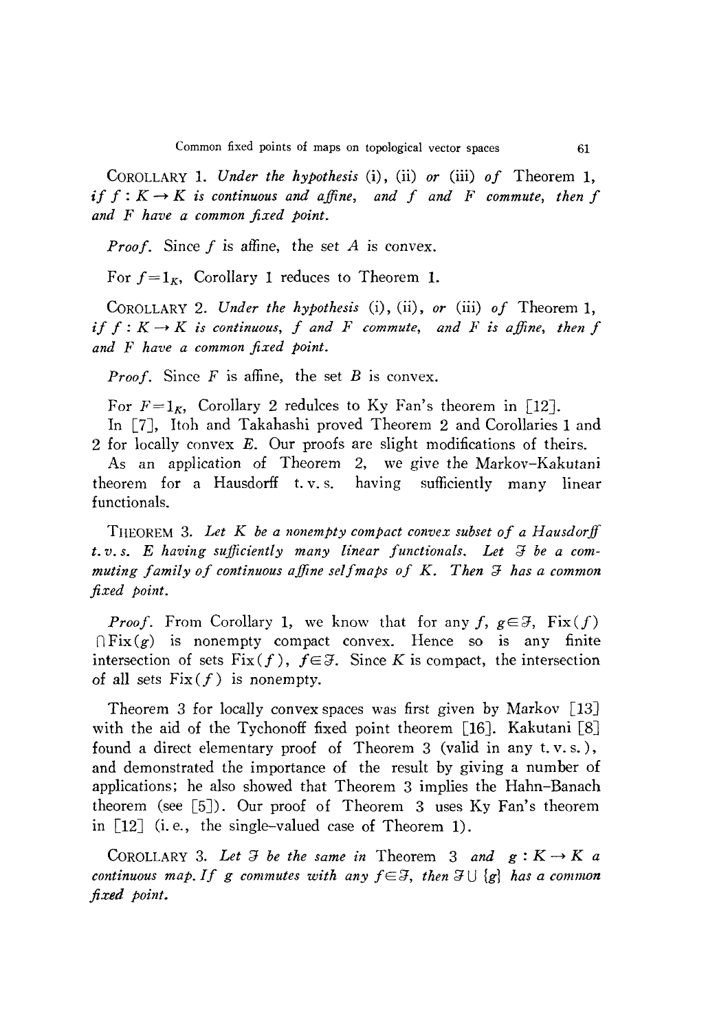COROLLARY 1. *Under the hypothesis* (i), (ii) *or* (iii) *of* Theorem 1, *if $f : K \to K$ is continuous and affine, and $f$ and $F$ commute, then $f$ and $F$ have a common fixed point.*

*Proof.* Since $f$ is affine, the set $A$ is convex.

For $f = 1_K$, Corollary 1 reduces to Theorem 1.

COROLLARY 2. *Under the hypothesis* (i), (ii), *or* (iii) *of* Theorem 1, *if $f : K \to K$ is continuous, $f$ and $F$ commute, and $F$ is affine, then $f$ and $F$ have a common fixed point.*

*Proof.* Since $F$ is affine, the set $B$ is convex.

For $F = 1_K$, Corollary 2 redulces to Ky Fan's theorem in [12].

In [7], Itoh and Takahashi proved Theorem 2 and Corollaries 1 and 2 for locally convex $E$. Our proofs are slight modifications of theirs.

As an application of Theorem 2, we give the Markov-Kakutani theorem for a Hausdorff t. v. s. having sufficiently many linear functionals.

THEOREM 3. *Let $K$ be a nonempty compact convex subset of a Hausdorff t. v. s. $E$ having sufficiently many linear functionals. Let $\mathfrak{F}$ be a commuting family of continuous affine selfmaps of $K$. Then $\mathfrak{F}$ has a common fixed point.*

*Proof.* From Corollary 1, we know that for any $f, g \in \mathfrak{F}$, $\mathrm{Fix}(f) \cap \mathrm{Fix}(g)$ is nonempty compact convex. Hence so is any finite intersection of sets $\mathrm{Fix}(f)$, $f \in \mathfrak{F}$. Since $K$ is compact, the intersection of all sets $\mathrm{Fix}(f)$ is nonempty.

Theorem 3 for locally convex spaces was first given by Markov [13] with the aid of the Tychonoff fixed point theorem [16]. Kakutani [8] found a direct elementary proof of Theorem 3 (valid in any t. v. s.), and demonstrated the importance of the result by giving a number of applications; he also showed that Theorem 3 implies the Hahn-Banach theorem (see [5]). Our proof of Theorem 3 uses Ky Fan's theorem in [12] (i. e., the single-valued case of Theorem 1).

COROLLARY 3. *Let $\mathfrak{F}$ be the same in* Theorem 3 *and $g : K \to K$ a continuous map. If $g$ commutes with any $f \in \mathfrak{F}$, then $\mathfrak{F} \cup \{g\}$ has a common fixed point.*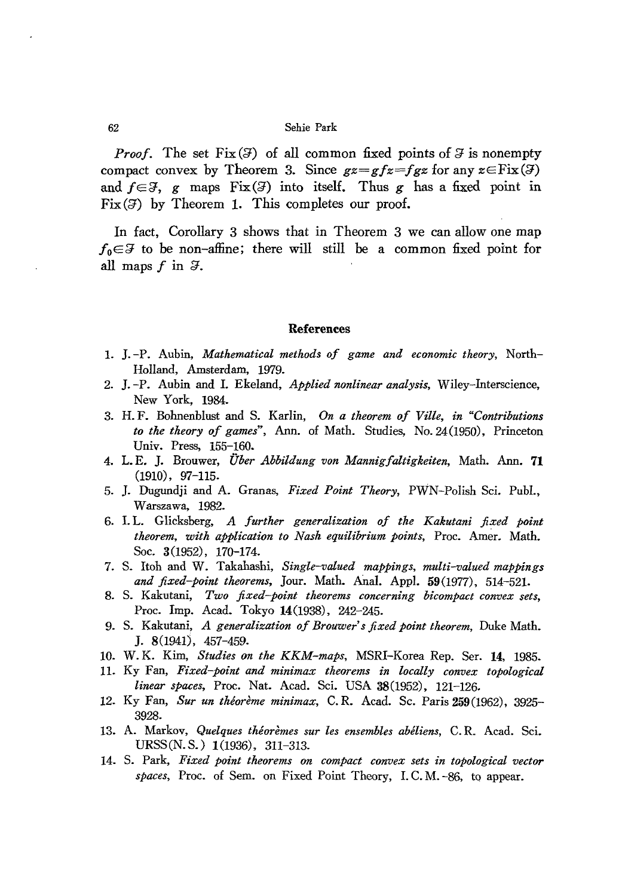*Proof*. The set $\mathrm{Fix}(\mathcal{F})$ of all common fixed points of $\mathcal{F}$ is nonempty compact convex by Theorem 3. Since $gz=gfz=fgz$ for any $z \in \mathrm{Fix}(\mathcal{F})$ and $f \in \mathcal{F}$, $g$ maps $\mathrm{Fix}(\mathcal{F})$ into itself. Thus $g$ has a fixed point in $\mathrm{Fix}(\mathcal{F})$ by Theorem 1. This completes our proof.

In fact, Corollary 3 shows that in Theorem 3 we can allow one map $f_0 \in \mathcal{F}$ to be non-affine; there will still be a common fixed point for all maps $f$ in $\mathcal{F}$.

## References

1. J.-P. Aubin, *Mathematical methods of game and economic theory*, North-Holland, Amsterdam, 1979.
2. J.-P. Aubin and I. Ekeland, *Applied nonlinear analysis*, Wiley-Interscience, New York, 1984.
3. H. F. Bohnenblust and S. Karlin, *On a theorem of Ville, in "Contributions to the theory of games"*, Ann. of Math. Studies, No. 24 (1950), Princeton Univ. Press, 155–160.
4. L. E. J. Brouwer, *Über Abbildung von Mannigfaltigkeiten*, Math. Ann. **71** (1910), 97–115.
5. J. Dugundji and A. Granas, *Fixed Point Theory*, PWN-Polish Sci. Publ., Warszawa, 1982.
6. I. L. Glicksberg, *A further generalization of the Kakutani fixed point theorem, with application to Nash equilibrium points*, Proc. Amer. Math. Soc. **3** (1952), 170–174.
7. S. Itoh and W. Takahashi, *Single-valued mappings, multi-valued mappings and fixed-point theorems*, Jour. Math. Anal. Appl. **59** (1977), 514–521.
8. S. Kakutani, *Two fixed-point theorems concerning bicompact convex sets*, Proc. Imp. Acad. Tokyo **14** (1938), 242–245.
9. S. Kakutani, *A generalization of Brouwer's fixed point theorem*, Duke Math. J. **8** (1941), 457–459.
10. W. K. Kim, *Studies on the KKM-maps*, MSRI-Korea Rep. Ser. **14**, 1985.
11. Ky Fan, *Fixed-point and minimax theorems in locally convex topological linear spaces*, Proc. Nat. Acad. Sci. USA **38** (1952), 121–126.
12. Ky Fan, *Sur un théorème minimax*, C. R. Acad. Sc. Paris **259** (1962), 3925–3928.
13. A. Markov, *Quelques théorèmes sur les ensembles abéliens*, C. R. Acad. Sci. URSS (N. S.) **1** (1936), 311–313.
14. S. Park, *Fixed point theorems on compact convex sets in topological vector spaces*, Proc. of Sem. on Fixed Point Theory, I. C. M.-86, to appear.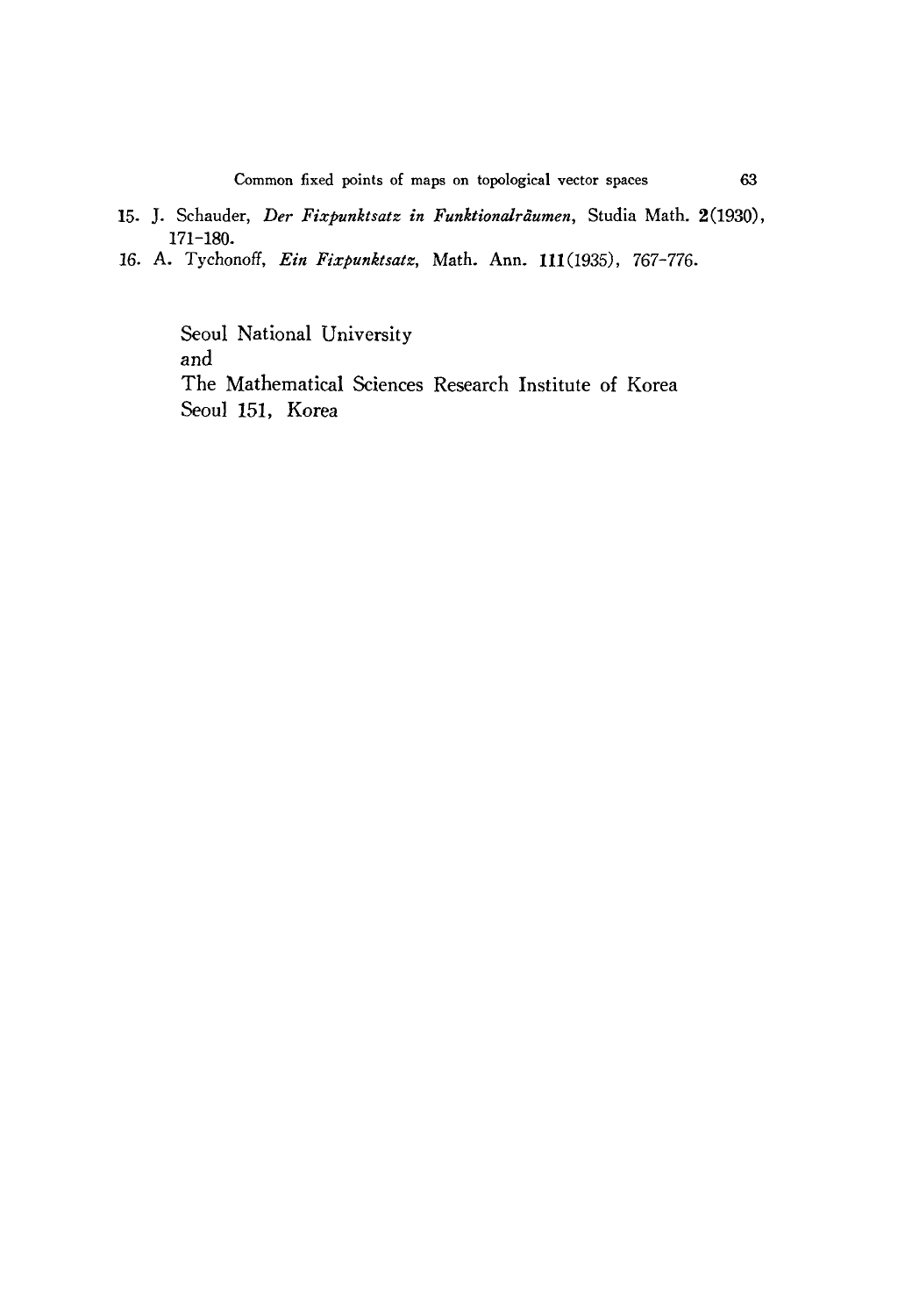15. J. Schauder, *Der Fixpunktsatz in Funktionalräumen*, Studia Math. **2**(1930), 171-180.
16. A. Tychonoff, *Ein Fixpunktsatz*, Math. Ann. **111**(1935), 767-776.

Seoul National University
and
The Mathematical Sciences Research Institute of Korea
Seoul 151, Korea